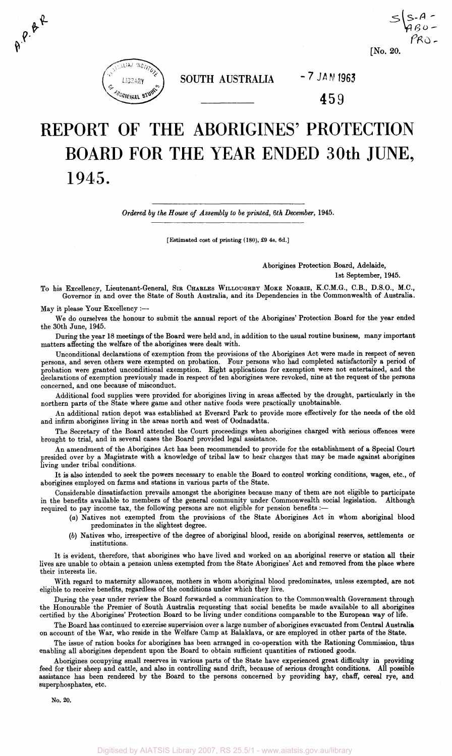[No. 20.

SOUTH AUSTRALIA

# REPORT OF THE ABORIGINES' PROTECTION BOARD FOR THE YEAR ENDED 30th JUNE, 1945.

*Ordered by the House of Assembly to be printed, 6th December, 1945.*

[Estimated cost of printing (180), £9 4s. 6d.]

Aborigines Protection Board, Adelaide,
1st September, 1945.

To his Excellency, Lieutenant-General, SIR CHARLES WILLOUGHBY MOKE NORRIE, K.C.M.G., C.B., D.S.O., M.C., Governor in and over the State of South Australia, and its Dependencies in the Commonwealth of Australia.

May it please Your Excellency :—

We do ourselves the honour to submit the annual report of the Aborigines' Protection Board for the year ended the 30th June, 1945.

During the year 18 meetings of the Board were held and, in addition to the usual routine business, many important matters affecting the welfare of the aborigines were dealt with.

Unconditional declarations of exemption from the provisions of the Aborigines Act were made in respect of seven persons, and seven others were exempted on probation. Four persons who had completed satisfactorily a period of probation were granted unconditional exemption. Eight applications for exemption were not entertained, and the declarations of exemption previously made in respect of ten aborigines were revoked, nine at the request of the persons concerned, and one because of misconduct.

Additional food supplies were provided for aborigines living in areas affected by the drought, particularly in the northern parts of the State where game and other native foods were practically unobtainable.

An additional ration depot was established at Everard Park to provide more effectively for the needs of the old and infirm aborigines living in the areas north and west of Oodnadatta.

The Secretary of the Board attended the Court proceedings when aborigines charged with serious offences were brought to trial, and in several cases the Board provided legal assistance.

An amendment of the Aborigines Act has been recommended to provide for the establishment of a Special Court presided over by a Magistrate with a knowledge of tribal law to hear charges that may be made against aborigines living under tribal conditions.

It is also intended to seek the powers necessary to enable the Board to control working conditions, wages, etc., of aborigines employed on farms and stations in various parts of the State.

Considerable dissatisfaction prevails amongst the aborigines because many of them are not eligible to participate in the benefits available to members of the general community under Commonwealth social legislation. Although required to pay income tax, the following persons are not eligible for pension benefits :—

(a) Natives not exempted from the provisions of the State Aborigines Act in whom aboriginal blood predominates in the slightest degree.

(b) Natives who, irrespective of the degree of aboriginal blood, reside on aboriginal reserves, settlements or institutions.

It is evident, therefore, that aborigines who have lived and worked on an aboriginal reserve or station all their lives are unable to obtain a pension unless exempted from the State Aborigines' Act and removed from the place where their interests lie.

With regard to maternity allowances, mothers in whom aboriginal blood predominates, unless exempted, are not eligible to receive benefits, regardless of the conditions under which they live.

During the year under review the Board forwarded a communication to the Commonwealth Government through the Honourable the Premier of South Australia requesting that social benefits be made available to all aborigines certified by the Aborigines' Protection Board to be living under conditions comparable to the European way of life.

The Board has continued to exercise supervision over a large number of aborigines evacuated from Central Australia on account of the War, who reside in the Welfare Camp at Balaklava, or are employed in other parts of the State.

The issue of ration books for aborigines has been arranged in co-operation with the Rationing Commission, thus enabling all aborigines dependent upon the Board to obtain sufficient quantities of rationed goods.

Aborigines occupying small reserves in various parts of the State have experienced great difficulty in providing feed for their sheep and cattle, and also in controlling sand drift, because of serious drought conditions. All possible assistance has been rendered by the Board to the persons concerned by providing hay, chaff, cereal rye, and superphosphates, etc.

No. 20.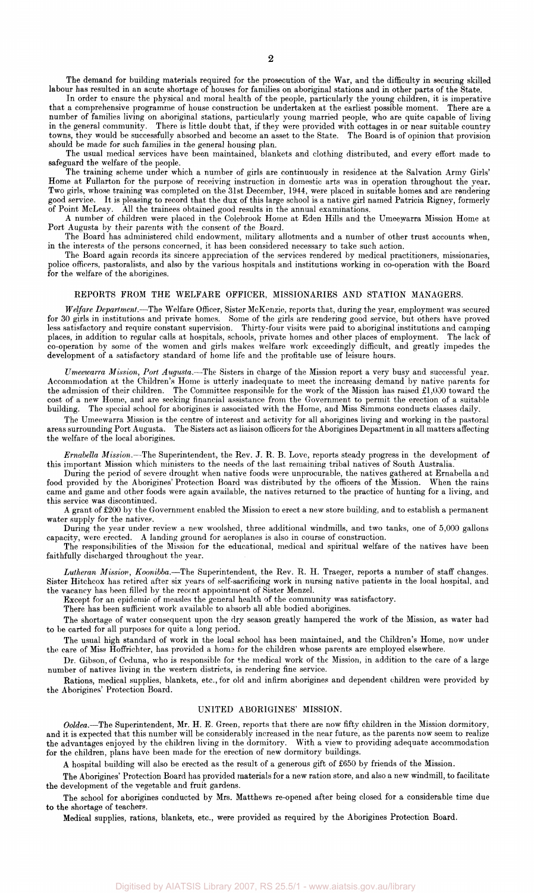The demand for building materials required for the prosecution of the War, and the difficulty in securing skilled labour has resulted in an acute shortage of houses for families on aboriginal stations and in other parts of the State.

In order to ensure the physical and moral health of the people, particularly the young children, it is imperative that a comprehensive programme of house construction be undertaken at the earliest possible moment. There are a number of families living on aboriginal stations, particularly young married people, who are quite capable of living in the general community. There is little doubt that, if they were provided with cottages in or near suitable country towns, they would be successfully absorbed and become an asset to the State. The Board is of opinion that provision should be made for such families in the general housing plan.

The usual medical services have been maintained, blankets and clothing distributed, and every effort made to safeguard the welfare of the people.

The training scheme under which a number of girls are continuously in residence at the Salvation Army Girls' Home at Fullarton for the purpose of receiving instruction in domestic arts was in operation throughout the year. Two girls, whose training was completed on the 31st December, 1944, were placed in suitable homes and are rendering good service. It is pleasing to record that the dux of this large school is a native girl named Patricia Rigney, formerly of Point McLeay. All the trainees obtained good results in the annual examinations.

A number of children were placed in the Colebrook Home at Eden Hills and the Umeewarra Mission Home at Port Augusta by their parents with the consent of the Board.

The Board has administered child endowment, military allotments and a number of other trust accounts when, in the interests of the persons concerned, it has been considered necessary to take such action.

The Board again records its sincere appreciation of the services rendered by medical practitioners, missionaries, police officers, pastoralists, and also by the various hospitals and institutions working in co-operation with the Board for the welfare of the aborigines.

## REPORTS FROM THE WELFARE OFFICER, MISSIONARIES AND STATION MANAGERS.

*Welfare Department.*—The Welfare Officer, Sister McKenzie, reports that, during the year, employment was secured for 30 girls in institutions and private homes. Some of the girls are rendering good service, but others have proved less satisfactory and require constant supervision. Thirty-four visits were paid to aboriginal institutions and camping places, in addition to regular calls at hospitals, schools, private homes and other places of employment. The lack of co-operation by some of the women and girls makes welfare work exceedingly difficult, and greatly impedes the development of a satisfactory standard of home life and the profitable use of leisure hours.

*Umeewarra Mission, Port Augusta.*—The Sisters in charge of the Mission report a very busy and successful year. Accommodation at the Children's Home is utterly inadequate to meet the increasing demand by native parents for the admission of their children. The Committee responsible for the work of the Mission has raised £1,000 toward the cost of a new Home, and are seeking financial assistance from the Government to permit the erection of a suitable building. The special school for aborigines is associated with the Home, and Miss Simmons conducts classes daily.

The Umeewarra Mission is the centre of interest and activity for all aborigines living and working in the pastoral areas surrounding Port Augusta. The Sisters act as liaison officers for the Aborigines Department in all matters affecting the welfare of the local aborigines.

*Ernabella Mission.*—The Superintendent, the Rev. J. R. B. Love, reports steady progress in the development of this important Mission which ministers to the needs of the last remaining tribal natives of South Australia.

During the period of severe drought when native foods were unprocurable, the natives gathered at Ernabella and food provided by the Aborigines' Protection Board was distributed by the officers of the Mission. When the rains came and game and other foods were again available, the natives returned to the practice of hunting for a living, and this service was discontinued.

A grant of £200 by the Government enabled the Mission to erect a new store building, and to establish a permanent water supply for the natives.

During the year under review a new woolshed, three additional windmills, and two tanks, one of 5,000 gallons capacity, were erected. A landing ground for aeroplanes is also in course of construction.

The responsibilities of the Mission for the educational, medical and spiritual welfare of the natives have been faithfully discharged throughout the year.

*Lutheran Mission, Koonibba.*—The Superintendent, the Rev. R. H. Traeger, reports a number of staff changes. Sister Hitchcox has retired after six years of self-sacrificing work in nursing native patients in the local hospital, and the vacancy has been filled by the recent appointment of Sister Menzel.

Except for an epidemic of measles the general health of the community was satisfactory.

There has been sufficient work available to absorb all able bodied aborigines.

The shortage of water consequent upon the dry season greatly hampered the work of the Mission, as water had to be carted for all purposes for quite a long period.

The usual high standard of work in the local school has been maintained, and the Children's Home, now under the care of Miss Hoffrichter, has provided a home for the children whose parents are employed elsewhere.

Dr. Gibson, of Ceduna, who is responsible for the medical work of the Mission, in addition to the care of a large number of natives living in the western districts, is rendering fine service.

Rations, medical supplies, blankets, etc., for old and infirm aborigines and dependent children were provided by the Aborigines' Protection Board.

## UNITED ABORIGINES' MISSION.

*Ooldea.*—The Superintendent, Mr. H. E. Green, reports that there are now fifty children in the Mission dormitory, and it is expected that this number will be considerably increased in the near future, as the parents now seem to realize the advantages enjoyed by the children living in the dormitory. With a view to providing adequate accommodation for the children, plans have been made for the erection of new dormitory buildings.

A hospital building will also be erected as the result of a generous gift of £650 by friends of the Mission.

The Aborigines' Protection Board has provided materials for a new ration store, and also a new windmill, to facilitate the development of the vegetable and fruit gardens.

The school for aborigines conducted by Mrs. Matthews re-opened after being closed for a considerable time due to the shortage of teachers.

Medical supplies, rations, blankets, etc., were provided as required by the Aborigines Protection Board.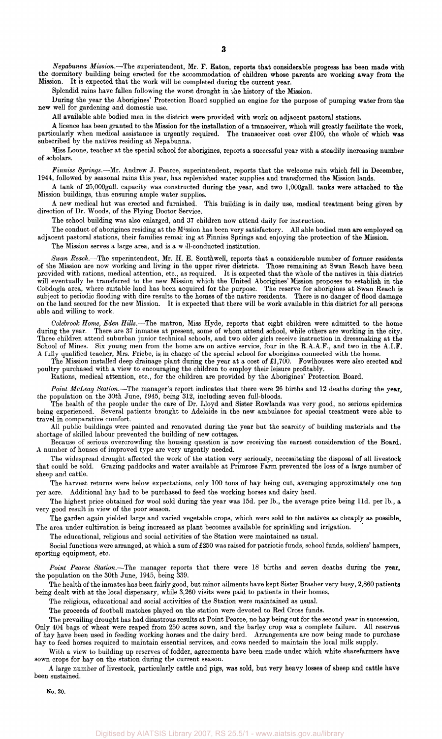*Nepabunna Mission.*—The superintendent, Mr. F. Eaton, reports that considerable progress has been made with the dormitory building being erected for the accommodation of children whose parents are working away from the Mission. It is expected that the work will be completed during the current year.

Splendid rains have fallen following the worst drought in the history of the Mission.

During the year the Aborigines' Protection Board supplied an engine for the purpose of pumping water from the new well for gardening and domestic use.

All available able bodied men in the district were provided with work on adjacent pastoral stations.

A licence has been granted to the Mission for the installation of a transceiver, which will greatly facilitate the work, particularly when medical assistance is urgently required. The transceiver cost over £100, the whole of which was subscribed by the natives residing at Nepabunna.

Miss Loone, teacher at the special school for aborigines, reports a successful year with a steadily increasing number of scholars.

*Finniss Springs.*—Mr. Andrew J. Pearce, superintendent, reports that the welcome rain which fell in December, 1944, followed by seasonal rains this year, has replenished water supplies and transformed the Mission lands.

A tank of 25,000gall. capacity was constructed during the year, and two 1,000gall. tanks were attached to the Mission buildings, thus ensuring ample water supplies.

A new medical hut was erected and furnished. This building is in daily use, medical treatment being given by direction of Dr. Woods, of the Flying Doctor Service.

The school building was also enlarged, and 37 children now attend daily for instruction.

The conduct of aborigines residing at the Mission has been very satisfactory. All able bodied men are employed on adjacent pastoral stations, their families remaining at Finniss Springs and enjoying the protection of the Mission.

The Mission serves a large area, and is a well-conducted institution.

*Swan Reach.*—The superintendent, Mr. H. E. Southwell, reports that a considerable number of former residents of the Mission are now working and living in the upper river districts. Those remaining at Swan Reach have been provided with rations, medical attention, etc., as required. It is expected that the whole of the natives in this district will eventually be transferred to the new Mission which the United Aborigines' Mission proposes to establish in the Cobdogla area, where suitable land has been acquired for the purpose. The reserve for aborigines at Swan Reach is subject to periodic flooding with dire results to the homes of the native residents. There is no danger of flood damage on the land secured for the new Mission. It is expected that there will be work available in this district for all persons able and willing to work.

*Colebrook Home, Eden Hills.*—The matron, Miss Hyde, reports that eight children were admitted to the home during the year. There are 37 inmates at present, some of whom attend school, while others are working in the city. Three children attend suburban junior technical schools, and two older girls receive instruction in dressmaking at the School of Mines. Six young men from the home are on active service, four in the R.A.A.F., and two in the A.I.F. A fully qualified teacher, Mrs. Friebe, is in charge of the special school for aborigines connected with the home.

The Mission installed deep drainage plant during the year at a cost of £1,700. Fowlhouses were also erected and poultry purchased with a view to encouraging the children to employ their leisure profitably.

Rations, medical attention, etc., for the children are provided by the Aborigines' Protection Board.

*Point McLeay Station.*—The manager's report indicates that there were 26 births and 12 deaths during the year, the population on the 30th June, 1945, being 312, including seven full-bloods.

The health of the people under the care of Dr. Lloyd and Sister Rowlands was very good, no serious epidemics being experienced. Several patients brought to Adelaide in the new ambulance for special treatment were able to travel in comparative comfort.

All public buildings were painted and renovated during the year but the scarcity of building materials and the shortage of skilled labour prevented the building of new cottages.

Because of serious overcrowding the housing question is now receiving the earnest consideration of the Board. A number of houses of improved type are very urgently needed.

The widespread drought affected the work of the station very seriously, necessitating the disposal of all livestock that could be sold. Grazing paddocks and water available at Primrose Farm prevented the loss of a large number of sheep and cattle.

The harvest returns were below expectations, only 100 tons of hay being cut, averaging approximately one ton per acre. Additional hay had to be purchased to feed the working horses and dairy herd.

The highest price obtained for wool sold during the year was 15d. per lb., the average price being 11d. per lb., a very good result in view of the poor season.

The garden again yielded large and varied vegetable crops, which were sold to the natives as cheaply as possible. The area under cultivation is being increased as plant becomes available for sprinkling and irrigation.

The educational, religious and social activities of the Station were maintained as usual.

Social functions were arranged, at which a sum of £250 was raised for patriotic funds, school funds, soldiers' hampers, sporting equipment, etc.

*Point Pearce Station.*—The manager reports that there were 18 births and seven deaths during the year, the population on the 30th June, 1945, being 339.

The health of the inmates has been fairly good, but minor ailments have kept Sister Brasher very busy, 2,860 patients being dealt with at the local dispensary, while 3,260 visits were paid to patients in their homes.

The religious, educational and social activities of the Station were maintained as usual.

The proceeds of football matches played on the station were devoted to Red Cross funds.

The prevailing drought has had disastrous results at Point Pearce, no hay being cut for the second year in succession. Only 404 bags of wheat were reaped from 250 acres sown, and the barley crop was a complete failure. All reserves of hay have been used in feeding working horses and the dairy herd. Arrangements are now being made to purchase hay to feed horses required to maintain essential services, and cows needed to maintain the local milk supply.

With a view to building up reserves of fodder, agreements have been made under which white sharefarmers have sown crops for hay on the station during the current season.

A large number of livestock, particularly cattle and pigs, was sold, but very heavy losses of sheep and cattle have been sustained.

No. 20.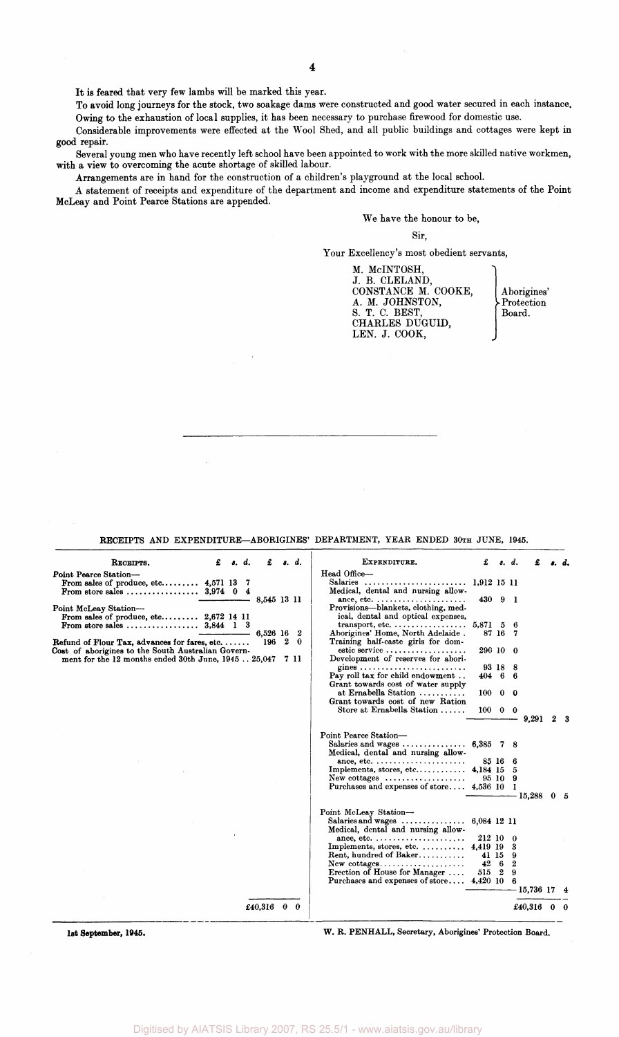It is feared that very few lambs will be marked this year.

To avoid long journeys for the stock, two soakage dams were constructed and good water secured in each instance.

Owing to the exhaustion of local supplies, it has been necessary to purchase firewood for domestic use.

Considerable improvements were effected at the Wool Shed, and all public buildings and cottages were kept in good repair.

Several young men who have recently left school have been appointed to work with the more skilled native workmen, with a view to overcoming the acute shortage of skilled labour.

Arrangements are in hand for the construction of a children's playground at the local school.

A statement of receipts and expenditure of the department and income and expenditure statements of the Point McLeay and Point Pearce Stations are appended.

We have the honour to be,

Sir,

Your Excellency's most obedient servants,

M. McINTOSH,
J. B. CLELAND,
CONSTANCE M. COOKE,
A. M. JOHNSTON,
S. T. C. BEST,
CHARLES DUGUID,
LEN. J. COOK,

Aborigines' Protection Board.

---

RECEIPTS AND EXPENDITURE—ABORIGINES' DEPARTMENT, YEAR ENDED 30TH JUNE, 1945.

| Receipts. | £ s. d. | £ s. d. |
|---|---|---|
| Point Pearce Station— | | |
| From sales of produce, etc. | 4,571 13 7 | |
| From store sales | 3,974 0 4 | |
| | | 8,545 13 11 |
| Point McLeay Station— | | |
| From sales of produce, etc. | 2,672 14 11 | |
| From store sales | 3,844 1 3 | |
| | | 6,526 16 2 |
| Refund of Flour Tax, advances for fares, etc. | | 196 2 0 |
| Cost of aborigines to the South Australian Government for the 12 months ended 30th June, 1945 | | 25,047 7 11 |
| | | £40,316 0 0 |

| Expenditure. | £ s. d. | £ s. d. |
|---|---|---|
| Head Office— | | |
| Salaries | 1,912 15 11 | |
| Medical, dental and nursing allowance, etc. | 430 9 1 | |
| Provisions—blankets, clothing, medical, dental and optical expenses, transport, etc. | 5,871 5 6 | |
| Aborigines' Home, North Adelaide | 87 16 7 | |
| Training half-caste girls for domestic service | 290 10 0 | |
| Development of reserves for aborigines | 93 18 8 | |
| Pay roll tax for child endowment | 404 6 6 | |
| Grant towards cost of water supply at Ernabella Station | 100 0 0 | |
| Grant towards cost of new Ration Store at Ernabella Station | 100 0 0 | |
| | | 9,291 2 3 |
| Point Pearce Station— | | |
| Salaries and wages | 6,385 7 8 | |
| Medical, dental and nursing allowance, etc. | 85 16 6 | |
| Implements, stores, etc. | 4,184 15 5 | |
| New cottages | 95 10 9 | |
| Purchases and expenses of store | 4,536 10 1 | |
| | | 15,288 0 5 |
| Point McLeay Station— | | |
| Salaries and wages | 6,084 12 11 | |
| Medical, dental and nursing allowance, etc. | 212 10 0 | |
| Implements, stores, etc. | 4,419 19 3 | |
| Rent, hundred of Baker | 41 15 9 | |
| New cottages | 42 6 2 | |
| Erection of House for Manager | 515 2 9 | |
| Purchases and expenses of store | 4,420 10 6 | |
| | | 15,736 17 4 |
| | | £40,316 0 0 |

1st September, 1945.

W. R. PENHALL, Secretary, Aborigines' Protection Board.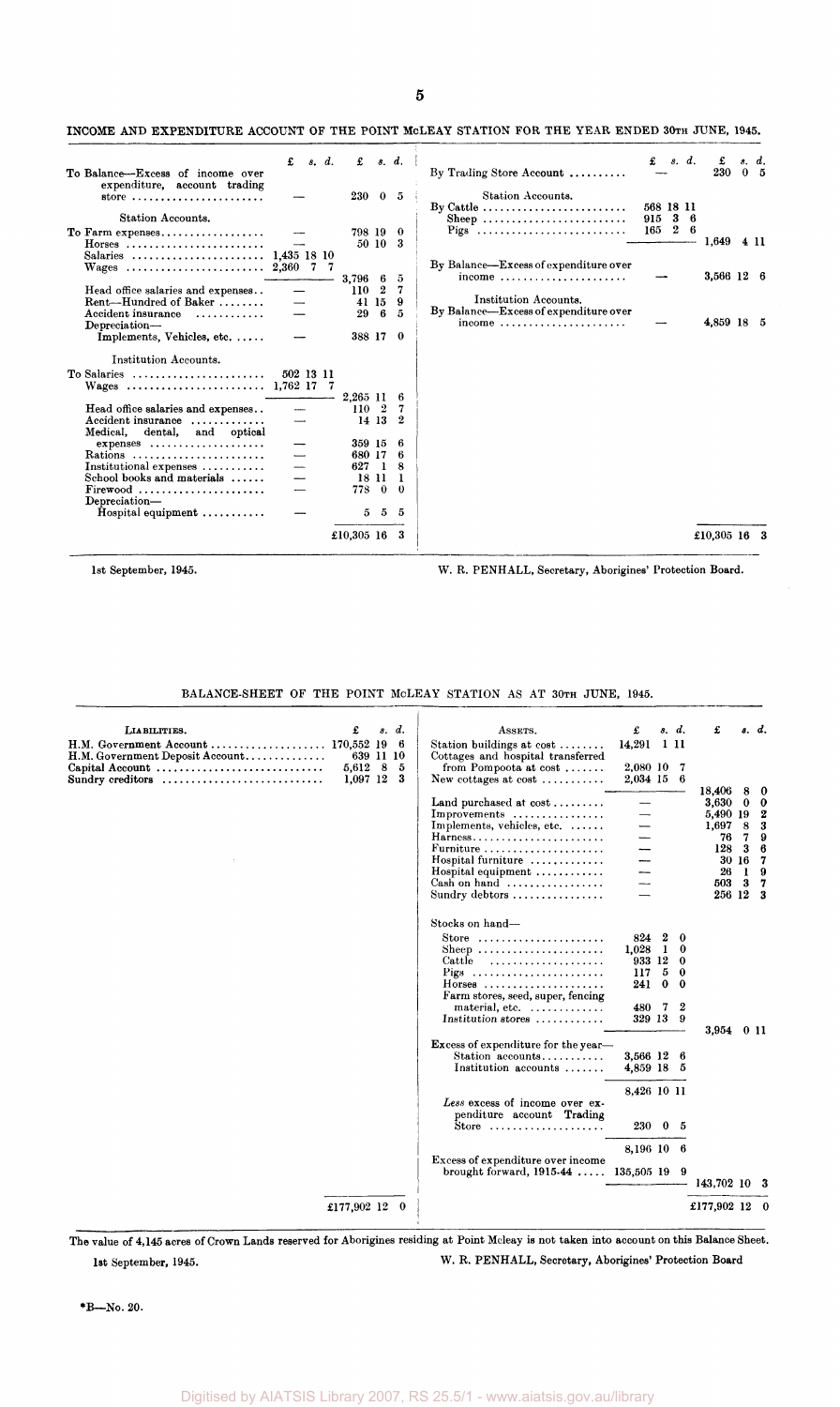INCOME AND EXPENDITURE ACCOUNT OF THE POINT McLEAY STATION FOR THE YEAR ENDED 30TH JUNE, 1945.

| | £ s. d. | £ s. d. | | £ s. d. | £ s. d. |
|---|---|---|---|---|---|
| To Balance—Excess of income over expenditure, account trading store | — | 230 0 5 | By Trading Store Account | — | 230 0 5 |
| Station Accounts. | | | Station Accounts. | | |
| To Farm expenses | — | 798 19 0 | By Cattle | 568 18 11 | |
| Horses | — | 50 10 3 | Sheep | 915 3 6 | |
| Salaries | 1,435 18 10 | | Pigs | 165 2 6 | |
| Wages | 2,360 7 7 | | | | 1,649 4 11 |
| | | 3,796 6 5 | By Balance—Excess of expenditure over income | — | 3,566 12 6 |
| Head office salaries and expenses | — | 110 2 7 | | | |
| Rent—Hundred of Baker | — | 41 15 9 | Institution Accounts. | | |
| Accident insurance | — | 29 6 5 | By Balance—Excess of expenditure over income | — | 4,859 18 5 |
| Depreciation—Implements, Vehicles, etc. | — | 388 17 0 | | | |
| Institution Accounts. | | | | | |
| To Salaries | 502 13 11 | | | | |
| Wages | 1,762 17 7 | | | | |
| | | 2,265 11 6 | | | |
| Head office salaries and expenses | — | 110 2 7 | | | |
| Accident insurance | — | 14 13 2 | | | |
| Medical, dental, and optical expenses | — | 359 15 6 | | | |
| Rations | — | 680 17 6 | | | |
| Institutional expenses | — | 627 1 8 | | | |
| School books and materials | — | 18 11 1 | | | |
| Firewood | — | 778 0 0 | | | |
| Depreciation—Hospital equipment | — | 5 5 5 | | | |
| | | £10,305 16 3 | | | £10,305 16 3 |

1st September, 1945.

W. R. PENHALL, Secretary, Aborigines' Protection Board.

BALANCE-SHEET OF THE POINT McLEAY STATION AS AT 30TH JUNE, 1945.

| LIABILITIES. | £ s. d. | ASSETS. | £ s. d. | £ s. d. |
|---|---|---|---|---|
| H.M. Government Account | 170,552 19 6 | Station buildings at cost | 14,291 1 11 | |
| H.M. Government Deposit Account | 639 11 10 | Cottages and hospital transferred from Pompoota at cost | 2,080 10 7 | |
| Capital Account | 5,612 8 5 | New cottages at cost | 2,034 15 6 | |
| Sundry creditors | 1,097 12 3 | | | 18,406 8 0 |
| | | Land purchased at cost | — | 3,630 0 0 |
| | | Improvements | — | 5,490 19 2 |
| | | Implements, vehicles, etc. | — | 1,697 8 3 |
| | | Harness | — | 76 7 9 |
| | | Furniture | — | 128 3 6 |
| | | Hospital furniture | — | 30 16 7 |
| | | Hospital equipment | — | 26 1 9 |
| | | Cash on hand | — | 503 3 7 |
| | | Sundry debtors | — | 256 12 3 |
| | | Stocks on hand— | | |
| | | Store | 824 2 0 | |
| | | Sheep | 1,028 1 0 | |
| | | Cattle | 933 12 0 | |
| | | Pigs | 117 5 0 | |
| | | Horses | 241 0 0 | |
| | | Farm stores, seed, super, fencing material, etc. | 480 7 2 | |
| | | Institution stores | 329 13 9 | |
| | | | | 3,954 0 11 |
| | | Excess of expenditure for the year— | | |
| | | Station accounts | 3,566 12 6 | |
| | | Institution accounts | 4,859 18 5 | |
| | | | 8,426 10 11 | |
| | | *Less* excess of income over expenditure account Trading Store | 230 0 5 | |
| | | | 8,196 10 6 | |
| | | Excess of expenditure over income brought forward, 1915-44 | 135,505 19 9 | |
| | | | | 143,702 10 3 |
| | £177,902 12 0 | | | £177,902 12 0 |

The value of 4,145 acres of Crown Lands reserved for Aborigines residing at Point Mcleay is not taken into account on this Balance Sheet.

1st September, 1945.

W. R. PENHALL, Secretary, Aborigines' Protection Board

*B—No. 20.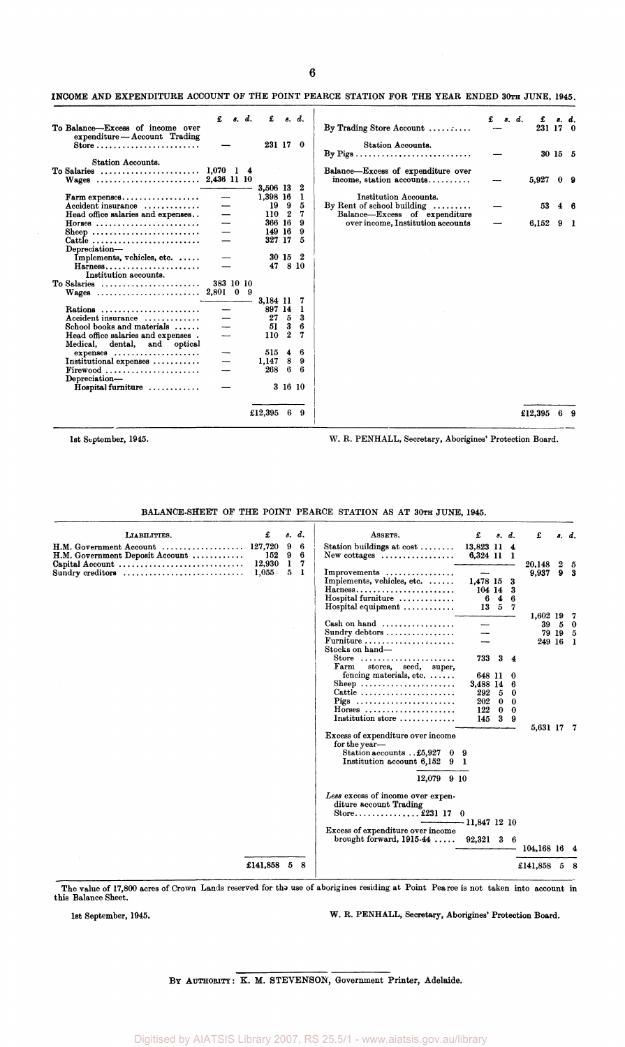INCOME AND EXPENDITURE ACCOUNT OF THE POINT PEARCE STATION FOR THE YEAR ENDED 30TH JUNE, 1945.

| | £ s. d. | £ s. d. | | £ s. d. | £ s. d. |
|---|---|---|---|---|---|
| To Balance—Excess of income over expenditure — Account Trading Store | — | 231 17 0 | By Trading Store Account | — | 231 17 0 |
| Station Accounts. | | | Station Accounts. | | |
| To Salaries | 1,070 1 4 | | By Pigs | — | 30 15 5 |
| Wages | 2,436 11 10 | | Balance—Excess of expenditure over income, station accounts | — | 5,927 0 9 |
| | | 3,506 13 2 | | | |
| Farm expenses | — | 1,398 16 1 | Institution Accounts. | | |
| Accident insurance | — | 19 9 5 | By Rent of school building | — | 53 4 6 |
| Head office salaries and expenses | — | 110 2 7 | Balance—Excess of expenditure over income, Institution accounts | — | 6,152 9 1 |
| Horses | — | 366 16 9 | | | |
| Sheep | — | 149 16 9 | | | |
| Cattle | — | 327 17 5 | | | |
| Depreciation— | | | | | |
| Implements, vehicles, etc. | — | 30 15 2 | | | |
| Harness | — | 47 8 10 | | | |
| Institution accounts. | | | | | |
| To Salaries | 383 10 10 | | | | |
| Wages | 2,801 0 9 | | | | |
| | | 3,184 11 7 | | | |
| Rations | — | 897 14 1 | | | |
| Accident insurance | — | 27 5 3 | | | |
| School books and materials | — | 51 3 6 | | | |
| Head office salaries and expenses | — | 110 2 7 | | | |
| Medical, dental, and optical expenses | — | 515 4 6 | | | |
| Institutional expenses | — | 1,147 8 9 | | | |
| Firewood | — | 268 6 6 | | | |
| Depreciation— | | | | | |
| Hospital furniture | — | 3 16 10 | | | |
| | | £12,395 6 9 | | | £12,395 6 9 |

1st September, 1945.

W. R. PENHALL, Secretary, Aborigines' Protection Board.

BALANCE-SHEET OF THE POINT PEARCE STATION AS AT 30TH JUNE, 1945.

| LIABILITIES. | £ s. d. | ASSETS. | £ s. d. | £ s. d. |
|---|---|---|---|---|
| H.M. Government Account | 127,720 9 6 | Station buildings at cost | 13,823 11 4 | |
| H.M. Government Deposit Account | 152 9 6 | New cottages | 6,324 11 1 | |
| Capital Account | 12,930 1 7 | | | 20,148 2 5 |
| Sundry creditors | 1,055 5 1 | Improvements | — | 9,937 9 3 |
| | | Implements, vehicles, etc. | 1,478 15 3 | |
| | | Harness | 104 14 3 | |
| | | Hospital furniture | 6 4 6 | |
| | | Hospital equipment | 13 5 7 | |
| | | | | 1,602 19 7 |
| | | Cash on hand | — | 39 5 0 |
| | | Sundry debtors | — | 79 19 5 |
| | | Furniture | — | 249 16 1 |
| | | Stocks on hand— | | |
| | | Store | 733 3 4 | |
| | | Farm stores, seed, super, fencing materials, etc. | 648 11 0 | |
| | | Sheep | 3,488 14 6 | |
| | | Cattle | 292 5 0 | |
| | | Pigs | 202 0 0 | |
| | | Horses | 122 0 0 | |
| | | Institution store | 145 3 9 | |
| | | | | 5,631 17 7 |
| | | Excess of expenditure over income for the year— Station accounts ..£5,927 0 9; Institution account 6,152 9 1; 12,079 9 10 | | |
| | | *Less* excess of income over expenditure account Trading Store..............£231 17 0 | 11,847 12 10 | |
| | | Excess of expenditure over income brought forward, 1915-44 | 92,321 3 6 | |
| | | | | 104,168 16 4 |
| | £141,858 5 8 | | | £141,858 5 8 |

The value of 17,800 acres of Crown Lands reserved for the use of aborigines residing at Point Pearce is not taken into account in this Balance Sheet.

1st September, 1945.

W. R. PENHALL, Secretary, Aborigines' Protection Board.

BY AUTHORITY: K. M. STEVENSON, Government Printer, Adelaide.